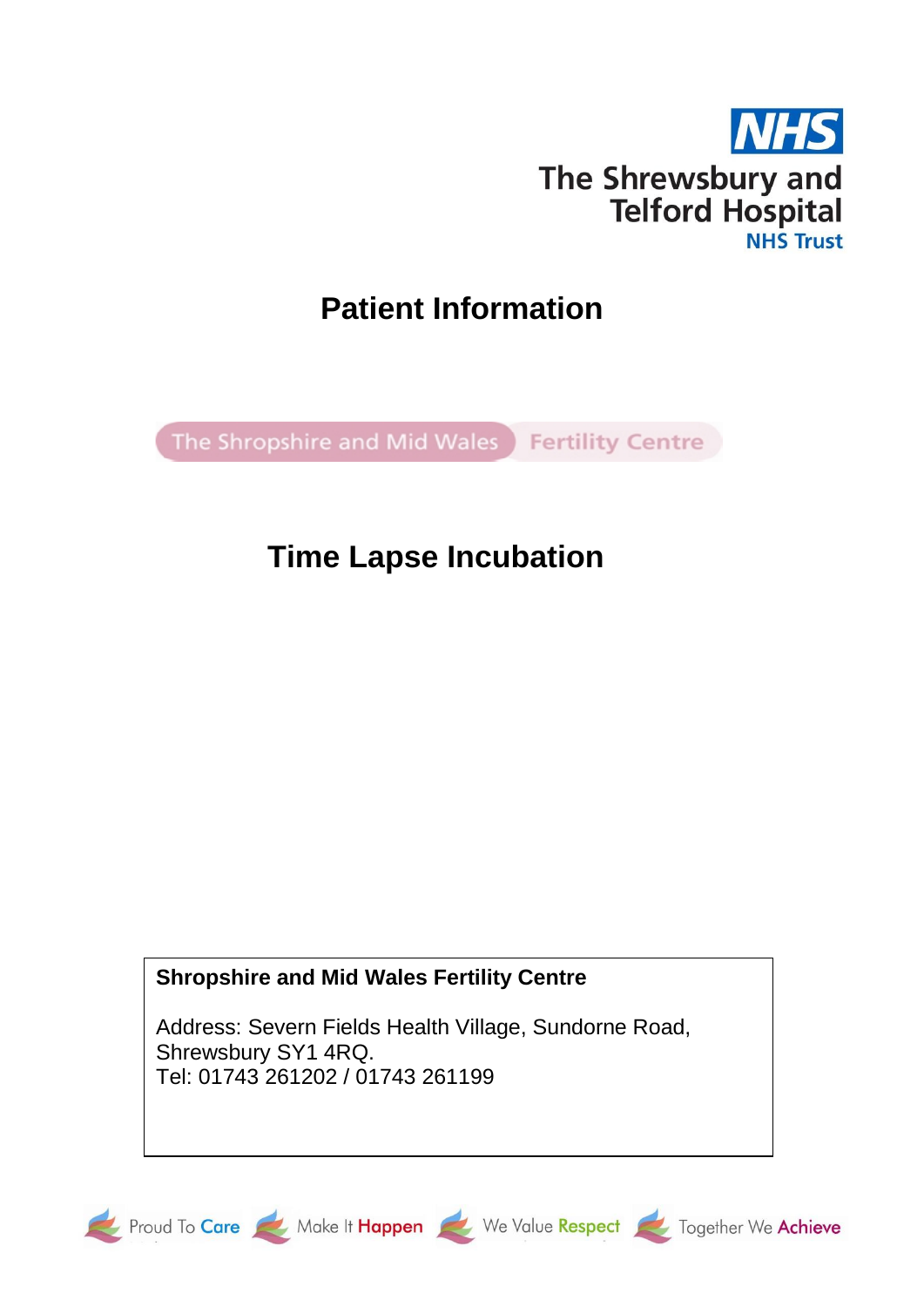NHS

The Shrewsbury and Telford Hospital

NHS Trust

# Patient Information

The Shropshire and Mid Wales Fertility Centre

# Time Lapse Incubation

**Shropshire and Mid Wales Fertility Centre**

Address: Severn Fields Health Village, Sundorne Road, Shrewsbury SY1 4RQ.
Tel: 01743 261202 / 01743 261199

Proud To Care · Make It Happen · We Value Respect · Together We Achieve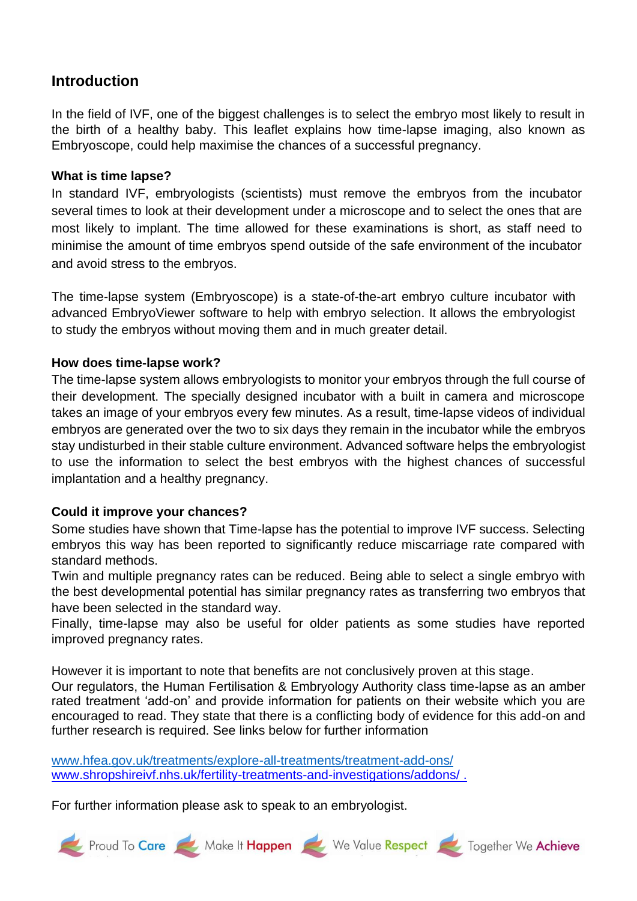## Introduction

In the field of IVF, one of the biggest challenges is to select the embryo most likely to result in the birth of a healthy baby. This leaflet explains how time-lapse imaging, also known as Embryoscope, could help maximise the chances of a successful pregnancy.

**What is time lapse?**

In standard IVF, embryologists (scientists) must remove the embryos from the incubator several times to look at their development under a microscope and to select the ones that are most likely to implant. The time allowed for these examinations is short, as staff need to minimise the amount of time embryos spend outside of the safe environment of the incubator and avoid stress to the embryos.

The time-lapse system (Embryoscope) is a state-of-the-art embryo culture incubator with advanced EmbryoViewer software to help with embryo selection. It allows the embryologist to study the embryos without moving them and in much greater detail.

**How does time-lapse work?**

The time-lapse system allows embryologists to monitor your embryos through the full course of their development. The specially designed incubator with a built in camera and microscope takes an image of your embryos every few minutes. As a result, time-lapse videos of individual embryos are generated over the two to six days they remain in the incubator while the embryos stay undisturbed in their stable culture environment. Advanced software helps the embryologist to use the information to select the best embryos with the highest chances of successful implantation and a healthy pregnancy.

**Could it improve your chances?**

Some studies have shown that Time-lapse has the potential to improve IVF success. Selecting embryos this way has been reported to significantly reduce miscarriage rate compared with standard methods.

Twin and multiple pregnancy rates can be reduced. Being able to select a single embryo with the best developmental potential has similar pregnancy rates as transferring two embryos that have been selected in the standard way.

Finally, time-lapse may also be useful for older patients as some studies have reported improved pregnancy rates.

However it is important to note that benefits are not conclusively proven at this stage.

Our regulators, the Human Fertilisation & Embryology Authority class time-lapse as an amber rated treatment 'add-on' and provide information for patients on their website which you are encouraged to read. They state that there is a conflicting body of evidence for this add-on and further research is required. See links below for further information

[www.hfea.gov.uk/treatments/explore-all-treatments/treatment-add-ons/](http://www.hfea.gov.uk/treatments/explore-all-treatments/treatment-add-ons/)
[www.shropshireivf.nhs.uk/fertility-treatments-and-investigations/addons/ .](http://www.shropshireivf.nhs.uk/fertility-treatments-and-investigations/addons/)

For further information please ask to speak to an embryologist.

Proud To Care | Make It Happen | We Value Respect | Together We Achieve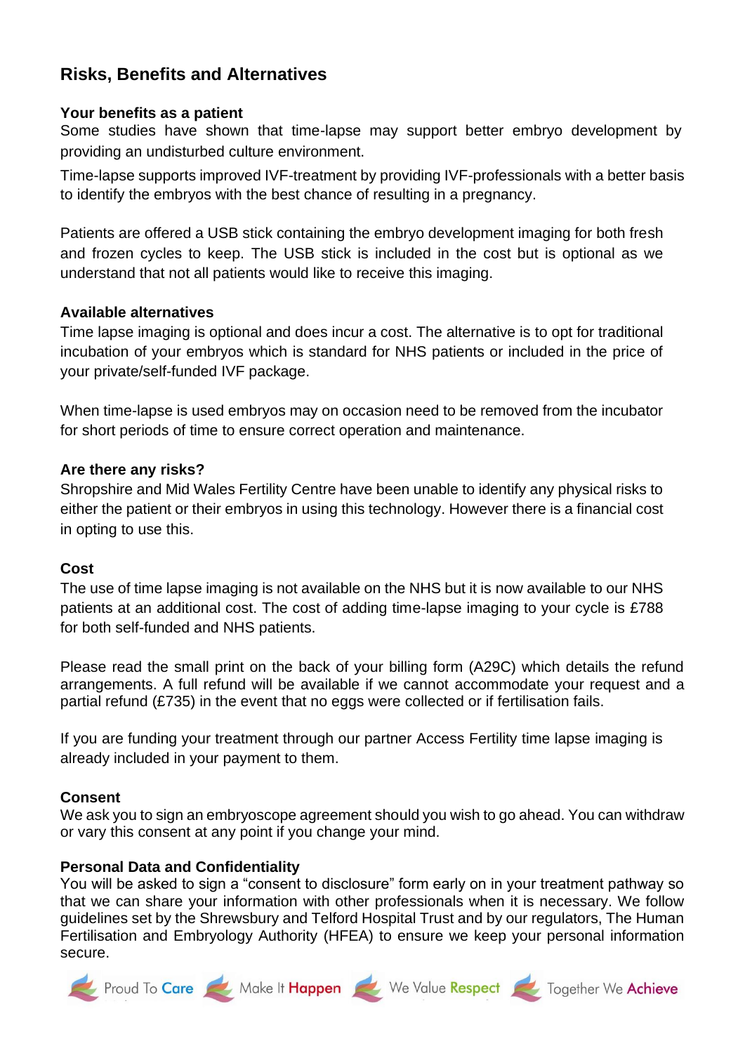## Risks, Benefits and Alternatives

### Your benefits as a patient

Some studies have shown that time-lapse may support better embryo development by providing an undisturbed culture environment.

Time-lapse supports improved IVF-treatment by providing IVF-professionals with a better basis to identify the embryos with the best chance of resulting in a pregnancy.

Patients are offered a USB stick containing the embryo development imaging for both fresh and frozen cycles to keep. The USB stick is included in the cost but is optional as we understand that not all patients would like to receive this imaging.

### Available alternatives

Time lapse imaging is optional and does incur a cost. The alternative is to opt for traditional incubation of your embryos which is standard for NHS patients or included in the price of your private/self-funded IVF package.

When time-lapse is used embryos may on occasion need to be removed from the incubator for short periods of time to ensure correct operation and maintenance.

### Are there any risks?

Shropshire and Mid Wales Fertility Centre have been unable to identify any physical risks to either the patient or their embryos in using this technology. However there is a financial cost in opting to use this.

### Cost

The use of time lapse imaging is not available on the NHS but it is now available to our NHS patients at an additional cost. The cost of adding time-lapse imaging to your cycle is £788 for both self-funded and NHS patients.

Please read the small print on the back of your billing form (A29C) which details the refund arrangements. A full refund will be available if we cannot accommodate your request and a partial refund (£735) in the event that no eggs were collected or if fertilisation fails.

If you are funding your treatment through our partner Access Fertility time lapse imaging is already included in your payment to them.

### Consent

We ask you to sign an embryoscope agreement should you wish to go ahead. You can withdraw or vary this consent at any point if you change your mind.

### Personal Data and Confidentiality

You will be asked to sign a "consent to disclosure" form early on in your treatment pathway so that we can share your information with other professionals when it is necessary. We follow guidelines set by the Shrewsbury and Telford Hospital Trust and by our regulators, The Human Fertilisation and Embryology Authority (HFEA) to ensure we keep your personal information secure.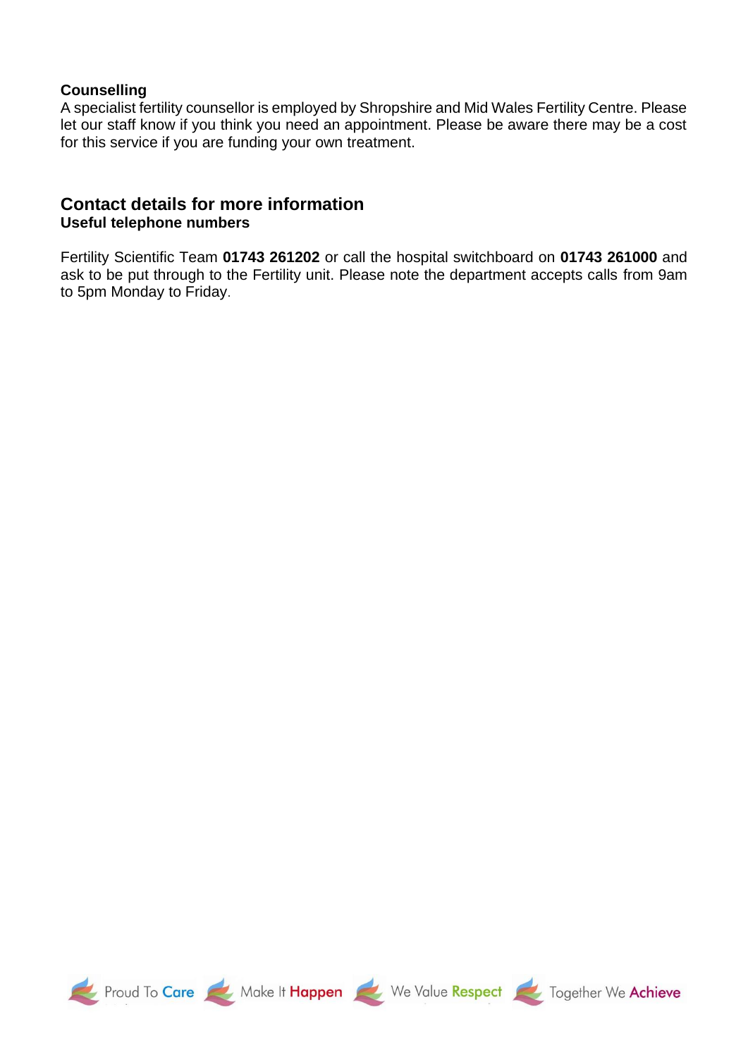**Counselling**

A specialist fertility counsellor is employed by Shropshire and Mid Wales Fertility Centre. Please let our staff know if you think you need an appointment. Please be aware there may be a cost for this service if you are funding your own treatment.

## Contact details for more information

**Useful telephone numbers**

Fertility Scientific Team **01743 261202** or call the hospital switchboard on **01743 261000** and ask to be put through to the Fertility unit. Please note the department accepts calls from 9am to 5pm Monday to Friday.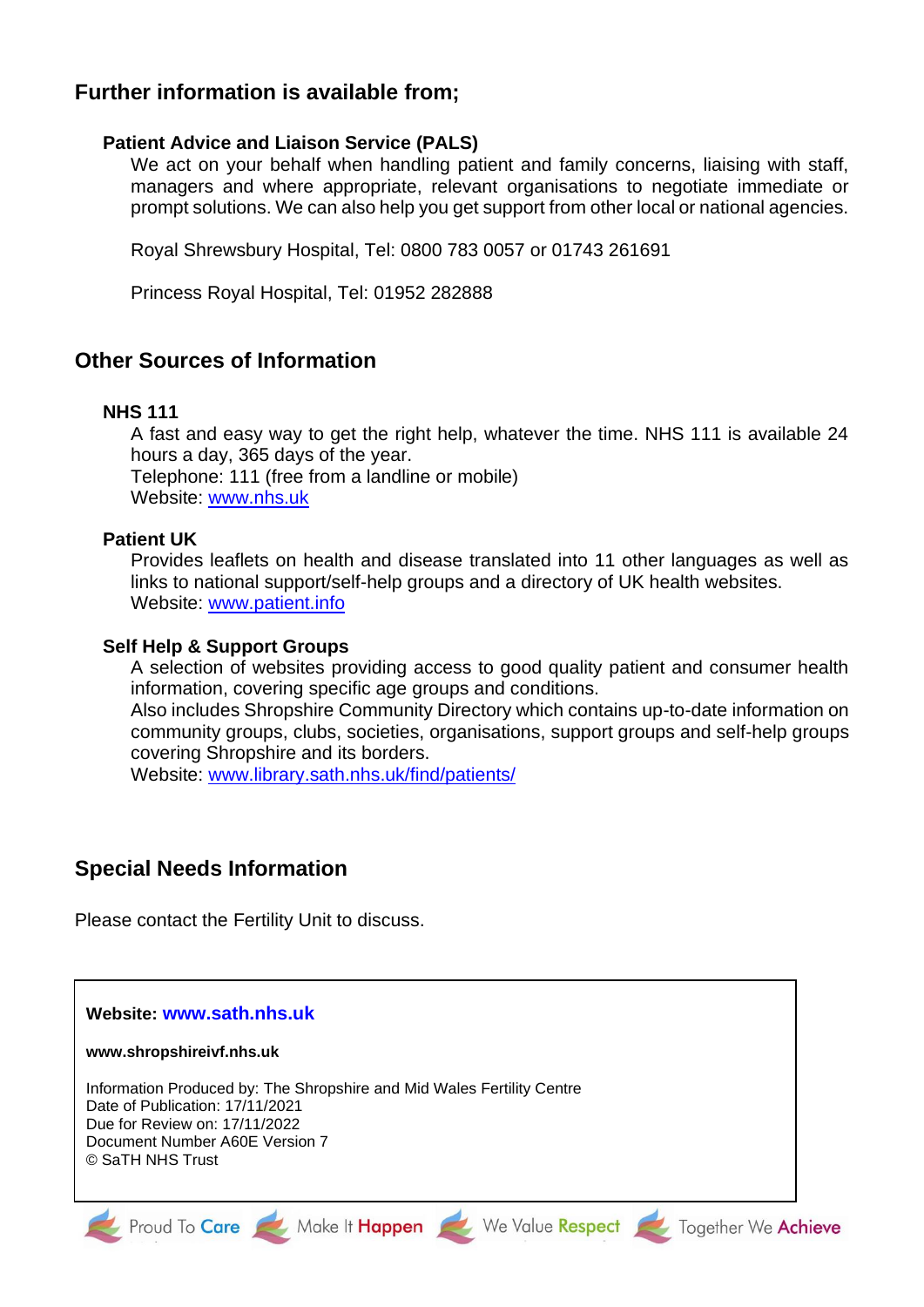## Further information is available from;

**Patient Advice and Liaison Service (PALS)**

We act on your behalf when handling patient and family concerns, liaising with staff, managers and where appropriate, relevant organisations to negotiate immediate or prompt solutions. We can also help you get support from other local or national agencies.

Royal Shrewsbury Hospital, Tel: 0800 783 0057 or 01743 261691

Princess Royal Hospital, Tel: 01952 282888

## Other Sources of Information

**NHS 111**

A fast and easy way to get the right help, whatever the time. NHS 111 is available 24 hours a day, 365 days of the year.
Telephone: 111 (free from a landline or mobile)
Website: www.nhs.uk

**Patient UK**

Provides leaflets on health and disease translated into 11 other languages as well as links to national support/self-help groups and a directory of UK health websites.
Website: www.patient.info

**Self Help & Support Groups**

A selection of websites providing access to good quality patient and consumer health information, covering specific age groups and conditions.
Also includes Shropshire Community Directory which contains up-to-date information on community groups, clubs, societies, organisations, support groups and self-help groups covering Shropshire and its borders.
Website: www.library.sath.nhs.uk/find/patients/

## Special Needs Information

Please contact the Fertility Unit to discuss.

**Website: www.sath.nhs.uk**

**www.shropshireivf.nhs.uk**

Information Produced by: The Shropshire and Mid Wales Fertility Centre
Date of Publication: 17/11/2021
Due for Review on: 17/11/2022
Document Number A60E Version 7
© SaTH NHS Trust

Proud To **Care** Make It **Happen** We Value **Respect** Together We **Achieve**